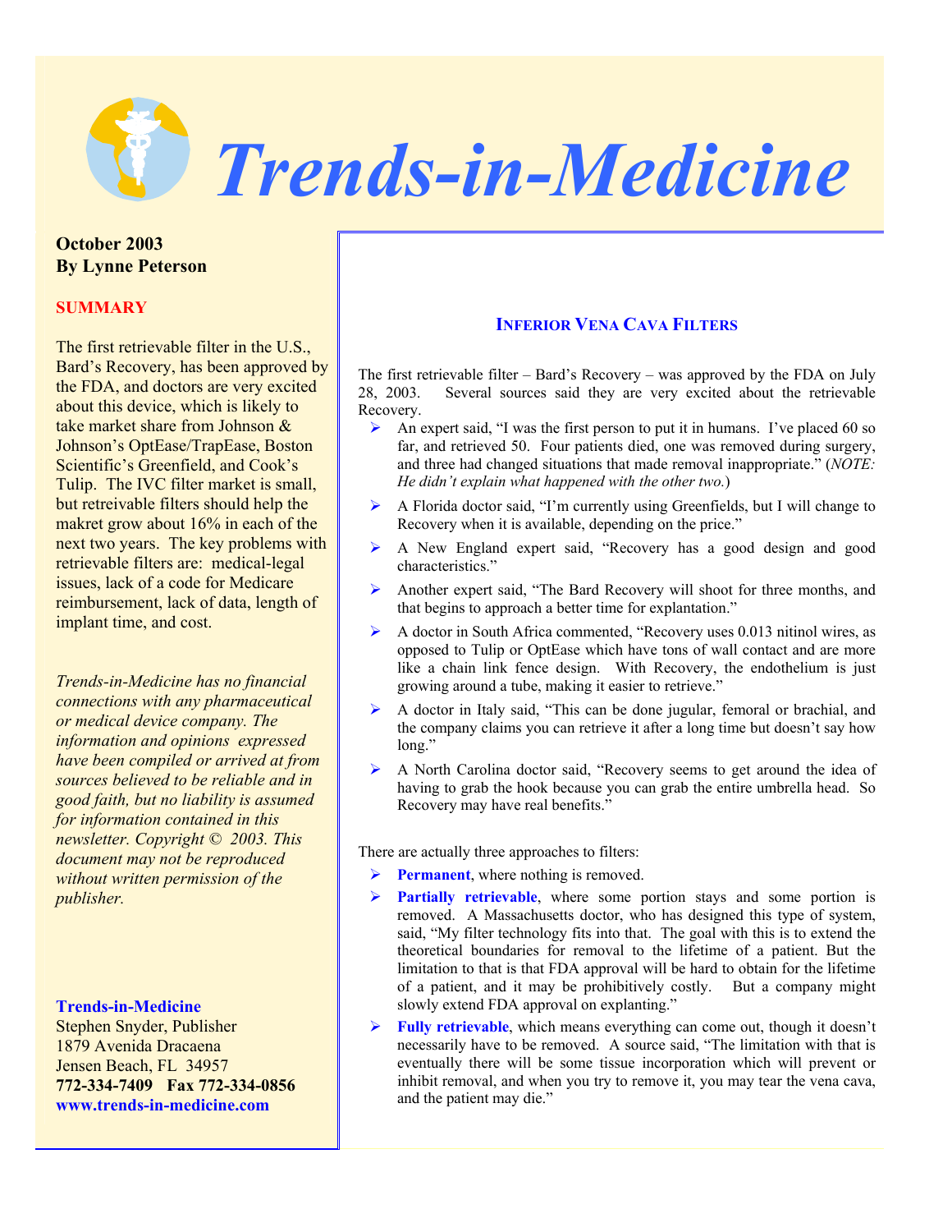# Trends-in-Medicine

**October 2003**
**By Lynne Peterson**

**SUMMARY**

The first retrievable filter in the U.S., Bard's Recovery, has been approved by the FDA, and doctors are very excited about this device, which is likely to take market share from Johnson & Johnson's OptEase/TrapEase, Boston Scientific's Greenfield, and Cook's Tulip. The IVC filter market is small, but retreivable filters should help the makret grow about 16% in each of the next two years. The key problems with retrievable filters are: medical-legal issues, lack of a code for Medicare reimbursement, lack of data, length of implant time, and cost.

*Trends-in-Medicine has no financial connections with any pharmaceutical or medical device company. The information and opinions expressed have been compiled or arrived at from sources believed to be reliable and in good faith, but no liability is assumed for information contained in this newsletter. Copyright © 2003. This document may not be reproduced without written permission of the publisher.*

**Trends-in-Medicine**
Stephen Snyder, Publisher
1879 Avenida Dracaena
Jensen Beach, FL 34957
**772-334-7409 Fax 772-334-0856**
**www.trends-in-medicine.com**

## INFERIOR VENA CAVA FILTERS

The first retrievable filter – Bard's Recovery – was approved by the FDA on July 28, 2003. Several sources said they are very excited about the retrievable Recovery.

- An expert said, "I was the first person to put it in humans. I've placed 60 so far, and retrieved 50. Four patients died, one was removed during surgery, and three had changed situations that made removal inappropriate." (*NOTE: He didn't explain what happened with the other two.*)
- A Florida doctor said, "I'm currently using Greenfields, but I will change to Recovery when it is available, depending on the price."
- A New England expert said, "Recovery has a good design and good characteristics."
- Another expert said, "The Bard Recovery will shoot for three months, and that begins to approach a better time for explantation."
- A doctor in South Africa commented, "Recovery uses 0.013 nitinol wires, as opposed to Tulip or OptEase which have tons of wall contact and are more like a chain link fence design. With Recovery, the endothelium is just growing around a tube, making it easier to retrieve."
- A doctor in Italy said, "This can be done jugular, femoral or brachial, and the company claims you can retrieve it after a long time but doesn't say how long."
- A North Carolina doctor said, "Recovery seems to get around the idea of having to grab the hook because you can grab the entire umbrella head. So Recovery may have real benefits."

There are actually three approaches to filters:

- **Permanent**, where nothing is removed.
- **Partially retrievable**, where some portion stays and some portion is removed. A Massachusetts doctor, who has designed this type of system, said, "My filter technology fits into that. The goal with this is to extend the theoretical boundaries for removal to the lifetime of a patient. But the limitation to that is that FDA approval will be hard to obtain for the lifetime of a patient, and it may be prohibitively costly. But a company might slowly extend FDA approval on explanting."
- **Fully retrievable**, which means everything can come out, though it doesn't necessarily have to be removed. A source said, "The limitation with that is eventually there will be some tissue incorporation which will prevent or inhibit removal, and when you try to remove it, you may tear the vena cava, and the patient may die."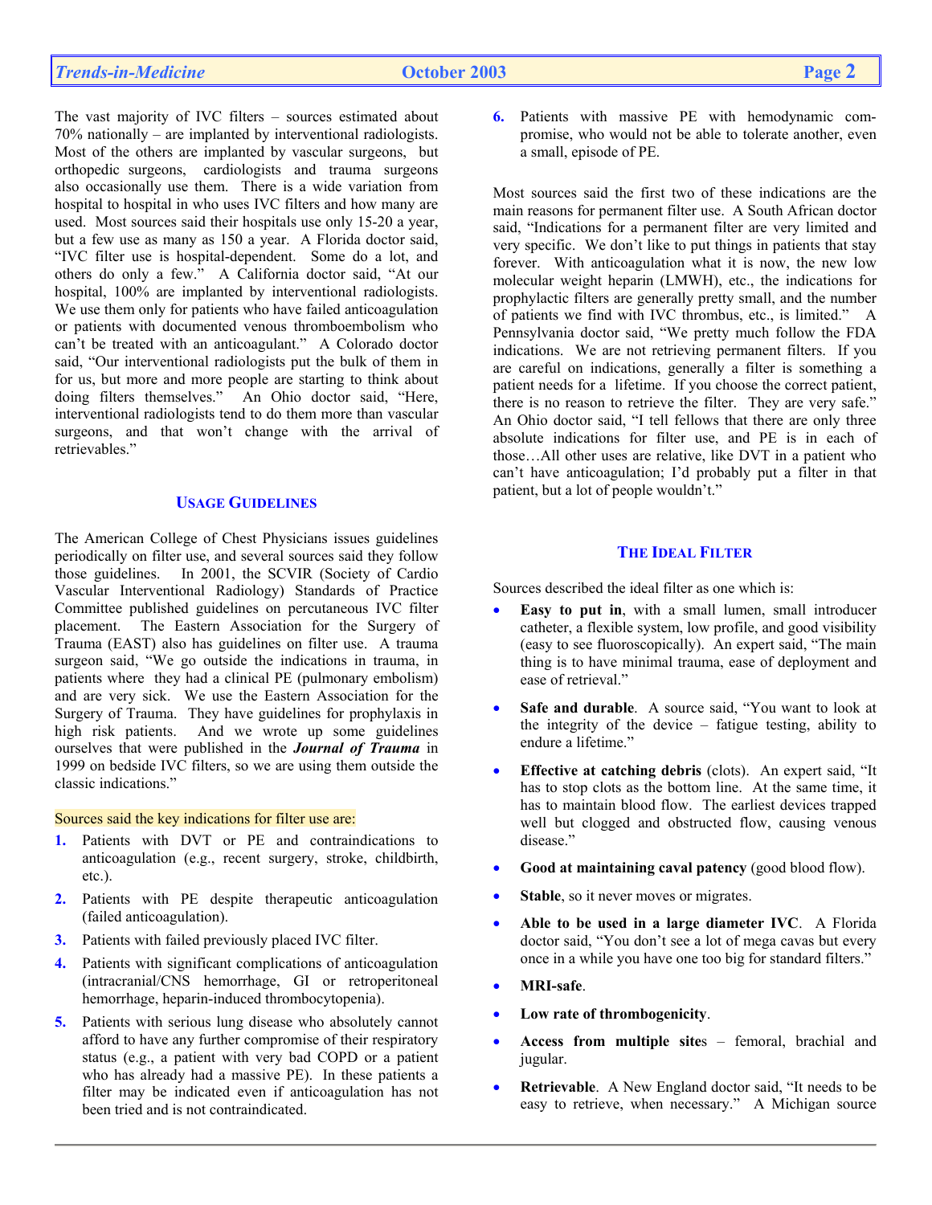The vast majority of IVC filters – sources estimated about 70% nationally – are implanted by interventional radiologists. Most of the others are implanted by vascular surgeons, but orthopedic surgeons, cardiologists and trauma surgeons also occasionally use them. There is a wide variation from hospital to hospital in who uses IVC filters and how many are used. Most sources said their hospitals use only 15-20 a year, but a few use as many as 150 a year. A Florida doctor said, "IVC filter use is hospital-dependent. Some do a lot, and others do only a few." A California doctor said, "At our hospital, 100% are implanted by interventional radiologists. We use them only for patients who have failed anticoagulation or patients with documented venous thromboembolism who can't be treated with an anticoagulant." A Colorado doctor said, "Our interventional radiologists put the bulk of them in for us, but more and more people are starting to think about doing filters themselves." An Ohio doctor said, "Here, interventional radiologists tend to do them more than vascular surgeons, and that won't change with the arrival of retrievables."

## Usage Guidelines

The American College of Chest Physicians issues guidelines periodically on filter use, and several sources said they follow those guidelines. In 2001, the SCVIR (Society of Cardio Vascular Interventional Radiology) Standards of Practice Committee published guidelines on percutaneous IVC filter placement. The Eastern Association for the Surgery of Trauma (EAST) also has guidelines on filter use. A trauma surgeon said, "We go outside the indications in trauma, in patients where they had a clinical PE (pulmonary embolism) and are very sick. We use the Eastern Association for the Surgery of Trauma. They have guidelines for prophylaxis in high risk patients. And we wrote up some guidelines ourselves that were published in the ***Journal of Trauma*** in 1999 on bedside IVC filters, so we are using them outside the classic indications."

Sources said the key indications for filter use are:

1. Patients with DVT or PE and contraindications to anticoagulation (e.g., recent surgery, stroke, childbirth, etc.).
2. Patients with PE despite therapeutic anticoagulation (failed anticoagulation).
3. Patients with failed previously placed IVC filter.
4. Patients with significant complications of anticoagulation (intracranial/CNS hemorrhage, GI or retroperitoneal hemorrhage, heparin-induced thrombocytopenia).
5. Patients with serious lung disease who absolutely cannot afford to have any further compromise of their respiratory status (e.g., a patient with very bad COPD or a patient who has already had a massive PE). In these patients a filter may be indicated even if anticoagulation has not been tried and is not contraindicated.
6. Patients with massive PE with hemodynamic compromise, who would not be able to tolerate another, even a small, episode of PE.

Most sources said the first two of these indications are the main reasons for permanent filter use. A South African doctor said, "Indications for a permanent filter are very limited and very specific. We don't like to put things in patients that stay forever. With anticoagulation what it is now, the new low molecular weight heparin (LMWH), etc., the indications for prophylactic filters are generally pretty small, and the number of patients we find with IVC thrombus, etc., is limited." A Pennsylvania doctor said, "We pretty much follow the FDA indications. We are not retrieving permanent filters. If you are careful on indications, generally a filter is something a patient needs for a lifetime. If you choose the correct patient, there is no reason to retrieve the filter. They are very safe." An Ohio doctor said, "I tell fellows that there are only three absolute indications for filter use, and PE is in each of those…All other uses are relative, like DVT in a patient who can't have anticoagulation; I'd probably put a filter in that patient, but a lot of people wouldn't."

## The Ideal Filter

Sources described the ideal filter as one which is:

- **Easy to put in**, with a small lumen, small introducer catheter, a flexible system, low profile, and good visibility (easy to see fluoroscopically). An expert said, "The main thing is to have minimal trauma, ease of deployment and ease of retrieval."
- **Safe and durable**. A source said, "You want to look at the integrity of the device – fatigue testing, ability to endure a lifetime."
- **Effective at catching debris** (clots). An expert said, "It has to stop clots as the bottom line. At the same time, it has to maintain blood flow. The earliest devices trapped well but clogged and obstructed flow, causing venous disease."
- **Good at maintaining caval patency** (good blood flow).
- **Stable**, so it never moves or migrates.
- **Able to be used in a large diameter IVC**. A Florida doctor said, "You don't see a lot of mega cavas but every once in a while you have one too big for standard filters."
- **MRI-safe**.
- **Low rate of thrombogenicity**.
- **Access from multiple sites** – femoral, brachial and jugular.
- **Retrievable**. A New England doctor said, "It needs to be easy to retrieve, when necessary." A Michigan source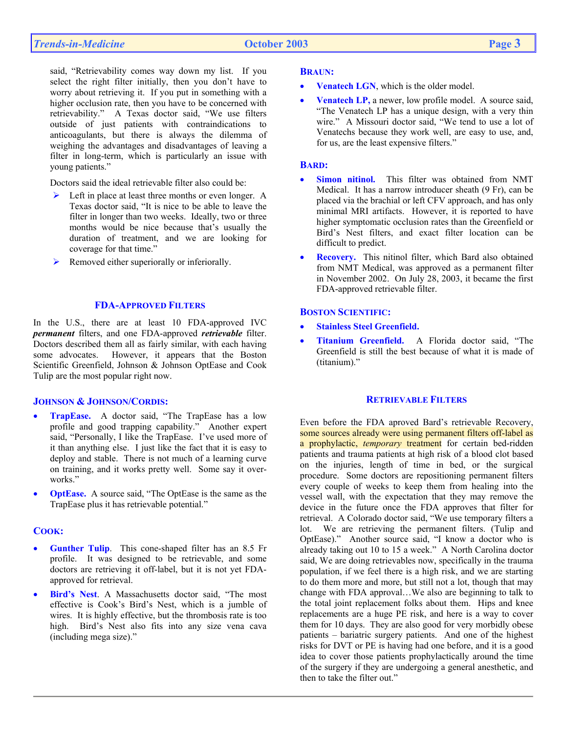said, "Retrievability comes way down my list. If you select the right filter initially, then you don't have to worry about retrieving it. If you put in something with a higher occlusion rate, then you have to be concerned with retrievability." A Texas doctor said, "We use filters outside of just patients with contraindications to anticoagulants, but there is always the dilemma of weighing the advantages and disadvantages of leaving a filter in long-term, which is particularly an issue with young patients."

Doctors said the ideal retrievable filter also could be:

- Left in place at least three months or even longer. A Texas doctor said, "It is nice to be able to leave the filter in longer than two weeks. Ideally, two or three months would be nice because that's usually the duration of treatment, and we are looking for coverage for that time."
- Removed either superiorly or inferiorly.

## FDA-APPROVED FILTERS

In the U.S., there are at least 10 FDA-approved IVC ***permanent*** filters, and one FDA-approved ***retrievable*** filter. Doctors described them all as fairly similar, with each having some advocates. However, it appears that the Boston Scientific Greenfield, Johnson & Johnson OptEase and Cook Tulip are the most popular right now.

### JOHNSON & JOHNSON/CORDIS:

- **TrapEase.** A doctor said, "The TrapEase has a low profile and good trapping capability." Another expert said, "Personally, I like the TrapEase. I've used more of it than anything else. I just like the fact that it is easy to deploy and stable. There is not much of a learning curve on training, and it works pretty well. Some say it over-works."
- **OptEase.** A source said, "The OptEase is the same as the TrapEase plus it has retrievable potential."

### COOK:

- **Gunther Tulip**. This cone-shaped filter has an 8.5 Fr profile. It was designed to be retrievable, and some doctors are retrieving it off-label, but it is not yet FDA-approved for retrieval.
- **Bird's Nest**. A Massachusetts doctor said, "The most effective is Cook's Bird's Nest, which is a jumble of wires. It is highly effective, but the thrombosis rate is too high. Bird's Nest also fits into any size vena cava (including mega size)."

### BRAUN:

- **Venatech LGN**, which is the older model.
- **Venatech LP,** a newer, low profile model. A source said, "The Venatech LP has a unique design, with a very thin wire." A Missouri doctor said, "We tend to use a lot of Venatechs because they work well, are easy to use, and, for us, are the least expensive filters."

### BARD:

- **Simon nitinol.** This filter was obtained from NMT Medical. It has a narrow introducer sheath (9 Fr), can be placed via the brachial or left CFV approach, and has only minimal MRI artifacts. However, it is reported to have higher symptomatic occlusion rates than the Greenfield or Bird's Nest filters, and exact filter location can be difficult to predict.
- **Recovery.** This nitinol filter, which Bard also obtained from NMT Medical, was approved as a permanent filter in November 2002. On July 28, 2003, it became the first FDA-approved retrievable filter.

### BOSTON SCIENTIFIC:

- **Stainless Steel Greenfield.**
- **Titanium Greenfield.** A Florida doctor said, "The Greenfield is still the best because of what it is made of (titanium)."

## RETRIEVABLE FILTERS

Even before the FDA aproved Bard's retrievable Recovery, some sources already were using permanent filters off-label as a prophylactic, *temporary* treatment for certain bed-ridden patients and trauma patients at high risk of a blood clot based on the injuries, length of time in bed, or the surgical procedure. Some doctors are repositioning permanent filters every couple of weeks to keep them from healing into the vessel wall, with the expectation that they may remove the device in the future once the FDA approves that filter for retrieval. A Colorado doctor said, "We use temporary filters a lot. We are retrieving the permanent filters. (Tulip and OptEase)." Another source said, "I know a doctor who is already taking out 10 to 15 a week." A North Carolina doctor said, We are doing retrievables now, specifically in the trauma population, if we feel there is a high risk, and we are starting to do them more and more, but still not a lot, though that may change with FDA approval…We also are beginning to talk to the total joint replacement folks about them. Hips and knee replacements are a huge PE risk, and here is a way to cover them for 10 days. They are also good for very morbidly obese patients – bariatric surgery patients. And one of the highest risks for DVT or PE is having had one before, and it is a good idea to cover those patients prophylactically around the time of the surgery if they are undergoing a general anesthetic, and then to take the filter out."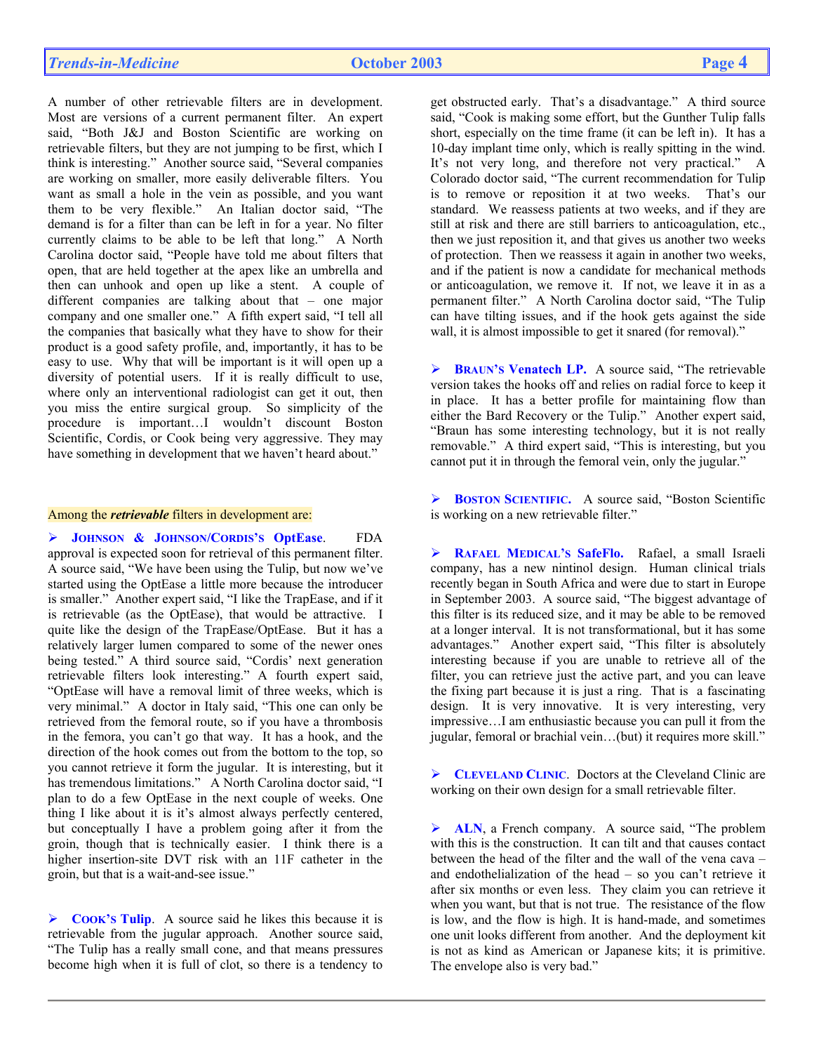A number of other retrievable filters are in development. Most are versions of a current permanent filter. An expert said, "Both J&J and Boston Scientific are working on retrievable filters, but they are not jumping to be first, which I think is interesting." Another source said, "Several companies are working on smaller, more easily deliverable filters. You want as small a hole in the vein as possible, and you want them to be very flexible." An Italian doctor said, "The demand is for a filter than can be left in for a year. No filter currently claims to be able to be left that long." A North Carolina doctor said, "People have told me about filters that open, that are held together at the apex like an umbrella and then can unhook and open up like a stent. A couple of different companies are talking about that – one major company and one smaller one." A fifth expert said, "I tell all the companies that basically what they have to show for their product is a good safety profile, and, importantly, it has to be easy to use. Why that will be important is it will open up a diversity of potential users. If it is really difficult to use, where only an interventional radiologist can get it out, then you miss the entire surgical group. So simplicity of the procedure is important…I wouldn't discount Boston Scientific, Cordis, or Cook being very aggressive. They may have something in development that we haven't heard about."

Among the ***retrievable*** filters in development are:

- **JOHNSON & JOHNSON/CORDIS'S OptEase**. FDA approval is expected soon for retrieval of this permanent filter. A source said, "We have been using the Tulip, but now we've started using the OptEase a little more because the introducer is smaller." Another expert said, "I like the TrapEase, and if it is retrievable (as the OptEase), that would be attractive. I quite like the design of the TrapEase/OptEase. But it has a relatively larger lumen compared to some of the newer ones being tested." A third source said, "Cordis' next generation retrievable filters look interesting." A fourth expert said, "OptEase will have a removal limit of three weeks, which is very minimal." A doctor in Italy said, "This one can only be retrieved from the femoral route, so if you have a thrombosis in the femora, you can't go that way. It has a hook, and the direction of the hook comes out from the bottom to the top, so you cannot retrieve it form the jugular. It is interesting, but it has tremendous limitations." A North Carolina doctor said, "I plan to do a few OptEase in the next couple of weeks. One thing I like about it is it's almost always perfectly centered, but conceptually I have a problem going after it from the groin, though that is technically easier. I think there is a higher insertion-site DVT risk with an 11F catheter in the groin, but that is a wait-and-see issue."

- **COOK'S Tulip**. A source said he likes this because it is retrievable from the jugular approach. Another source said, "The Tulip has a really small cone, and that means pressures become high when it is full of clot, so there is a tendency to get obstructed early. That's a disadvantage." A third source said, "Cook is making some effort, but the Gunther Tulip falls short, especially on the time frame (it can be left in). It has a 10-day implant time only, which is really spitting in the wind. It's not very long, and therefore not very practical." A Colorado doctor said, "The current recommendation for Tulip is to remove or reposition it at two weeks. That's our standard. We reassess patients at two weeks, and if they are still at risk and there are still barriers to anticoagulation, etc., then we just reposition it, and that gives us another two weeks of protection. Then we reassess it again in another two weeks, and if the patient is now a candidate for mechanical methods or anticoagulation, we remove it. If not, we leave it in as a permanent filter." A North Carolina doctor said, "The Tulip can have tilting issues, and if the hook gets against the side wall, it is almost impossible to get it snared (for removal)."

- **BRAUN'S Venatech LP.** A source said, "The retrievable version takes the hooks off and relies on radial force to keep it in place. It has a better profile for maintaining flow than either the Bard Recovery or the Tulip." Another expert said, "Braun has some interesting technology, but it is not really removable." A third expert said, "This is interesting, but you cannot put it in through the femoral vein, only the jugular."

- **BOSTON SCIENTIFIC.** A source said, "Boston Scientific is working on a new retrievable filter."

- **RAFAEL MEDICAL'S SafeFlo.** Rafael, a small Israeli company, has a new nintinol design. Human clinical trials recently began in South Africa and were due to start in Europe in September 2003. A source said, "The biggest advantage of this filter is its reduced size, and it may be able to be removed at a longer interval. It is not transformational, but it has some advantages." Another expert said, "This filter is absolutely interesting because if you are unable to retrieve all of the filter, you can retrieve just the active part, and you can leave the fixing part because it is just a ring. That is a fascinating design. It is very innovative. It is very interesting, very impressive…I am enthusiastic because you can pull it from the jugular, femoral or brachial vein…(but) it requires more skill."

- **CLEVELAND CLINIC**. Doctors at the Cleveland Clinic are working on their own design for a small retrievable filter.

- **ALN**, a French company. A source said, "The problem with this is the construction. It can tilt and that causes contact between the head of the filter and the wall of the vena cava – and endothelialization of the head – so you can't retrieve it after six months or even less. They claim you can retrieve it when you want, but that is not true. The resistance of the flow is low, and the flow is high. It is hand-made, and sometimes one unit looks different from another. And the deployment kit is not as kind as American or Japanese kits; it is primitive. The envelope also is very bad."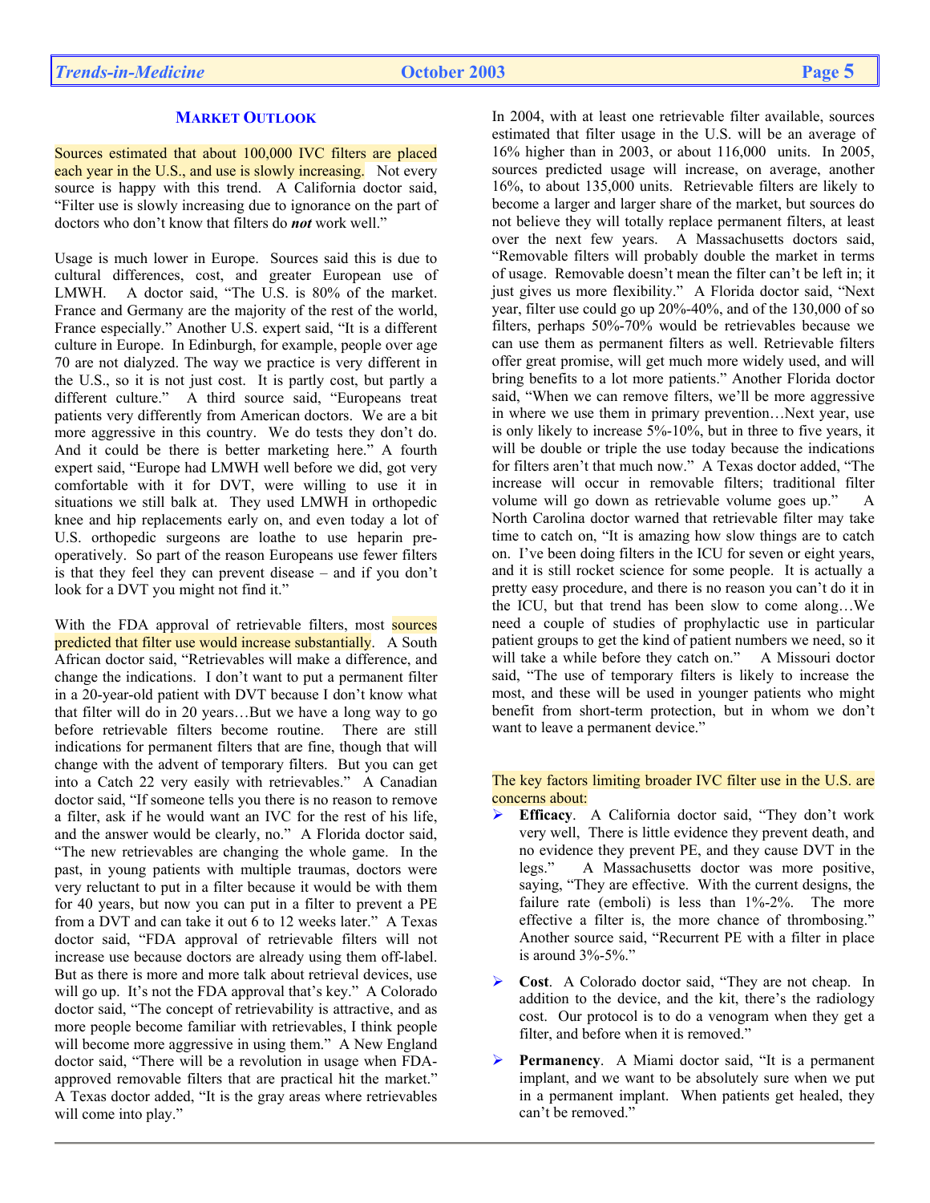### MARKET OUTLOOK

Sources estimated that about 100,000 IVC filters are placed each year in the U.S., and use is slowly increasing. Not every source is happy with this trend. A California doctor said, "Filter use is slowly increasing due to ignorance on the part of doctors who don't know that filters do ***not*** work well."

Usage is much lower in Europe. Sources said this is due to cultural differences, cost, and greater European use of LMWH. A doctor said, "The U.S. is 80% of the market. France and Germany are the majority of the rest of the world, France especially." Another U.S. expert said, "It is a different culture in Europe. In Edinburgh, for example, people over age 70 are not dialyzed. The way we practice is very different in the U.S., so it is not just cost. It is partly cost, but partly a different culture." A third source said, "Europeans treat patients very differently from American doctors. We are a bit more aggressive in this country. We do tests they don't do. And it could be there is better marketing here." A fourth expert said, "Europe had LMWH well before we did, got very comfortable with it for DVT, were willing to use it in situations we still balk at. They used LMWH in orthopedic knee and hip replacements early on, and even today a lot of U.S. orthopedic surgeons are loathe to use heparin pre-operatively. So part of the reason Europeans use fewer filters is that they feel they can prevent disease – and if you don't look for a DVT you might not find it."

With the FDA approval of retrievable filters, most sources predicted that filter use would increase substantially. A South African doctor said, "Retrievables will make a difference, and change the indications. I don't want to put a permanent filter in a 20-year-old patient with DVT because I don't know what that filter will do in 20 years…But we have a long way to go before retrievable filters become routine. There are still indications for permanent filters that are fine, though that will change with the advent of temporary filters. But you can get into a Catch 22 very easily with retrievables." A Canadian doctor said, "If someone tells you there is no reason to remove a filter, ask if he would want an IVC for the rest of his life, and the answer would be clearly, no." A Florida doctor said, "The new retrievables are changing the whole game. In the past, in young patients with multiple traumas, doctors were very reluctant to put in a filter because it would be with them for 40 years, but now you can put in a filter to prevent a PE from a DVT and can take it out 6 to 12 weeks later." A Texas doctor said, "FDA approval of retrievable filters will not increase use because doctors are already using them off-label. But as there is more and more talk about retrieval devices, use will go up. It's not the FDA approval that's key." A Colorado doctor said, "The concept of retrievability is attractive, and as more people become familiar with retrievables, I think people will become more aggressive in using them." A New England doctor said, "There will be a revolution in usage when FDA-approved removable filters that are practical hit the market." A Texas doctor added, "It is the gray areas where retrievables will come into play."

In 2004, with at least one retrievable filter available, sources estimated that filter usage in the U.S. will be an average of 16% higher than in 2003, or about 116,000 units. In 2005, sources predicted usage will increase, on average, another 16%, to about 135,000 units. Retrievable filters are likely to become a larger and larger share of the market, but sources do not believe they will totally replace permanent filters, at least over the next few years. A Massachusetts doctors said, "Removable filters will probably double the market in terms of usage. Removable doesn't mean the filter can't be left in; it just gives us more flexibility." A Florida doctor said, "Next year, filter use could go up 20%-40%, and of the 130,000 of so filters, perhaps 50%-70% would be retrievables because we can use them as permanent filters as well. Retrievable filters offer great promise, will get much more widely used, and will bring benefits to a lot more patients." Another Florida doctor said, "When we can remove filters, we'll be more aggressive in where we use them in primary prevention…Next year, use is only likely to increase 5%-10%, but in three to five years, it will be double or triple the use today because the indications for filters aren't that much now." A Texas doctor added, "The increase will occur in removable filters; traditional filter volume will go down as retrievable volume goes up." A North Carolina doctor warned that retrievable filter may take time to catch on, "It is amazing how slow things are to catch on. I've been doing filters in the ICU for seven or eight years, and it is still rocket science for some people. It is actually a pretty easy procedure, and there is no reason you can't do it in the ICU, but that trend has been slow to come along…We need a couple of studies of prophylactic use in particular patient groups to get the kind of patient numbers we need, so it will take a while before they catch on." A Missouri doctor said, "The use of temporary filters is likely to increase the most, and these will be used in younger patients who might benefit from short-term protection, but in whom we don't want to leave a permanent device."

The key factors limiting broader IVC filter use in the U.S. are concerns about:

- **Efficacy**. A California doctor said, "They don't work very well, There is little evidence they prevent death, and no evidence they prevent PE, and they cause DVT in the legs." A Massachusetts doctor was more positive, saying, "They are effective. With the current designs, the failure rate (emboli) is less than 1%-2%. The more effective a filter is, the more chance of thrombosing." Another source said, "Recurrent PE with a filter in place is around 3%-5%."
- **Cost**. A Colorado doctor said, "They are not cheap. In addition to the device, and the kit, there's the radiology cost. Our protocol is to do a venogram when they get a filter, and before when it is removed."
- **Permanency**. A Miami doctor said, "It is a permanent implant, and we want to be absolutely sure when we put in a permanent implant. When patients get healed, they can't be removed."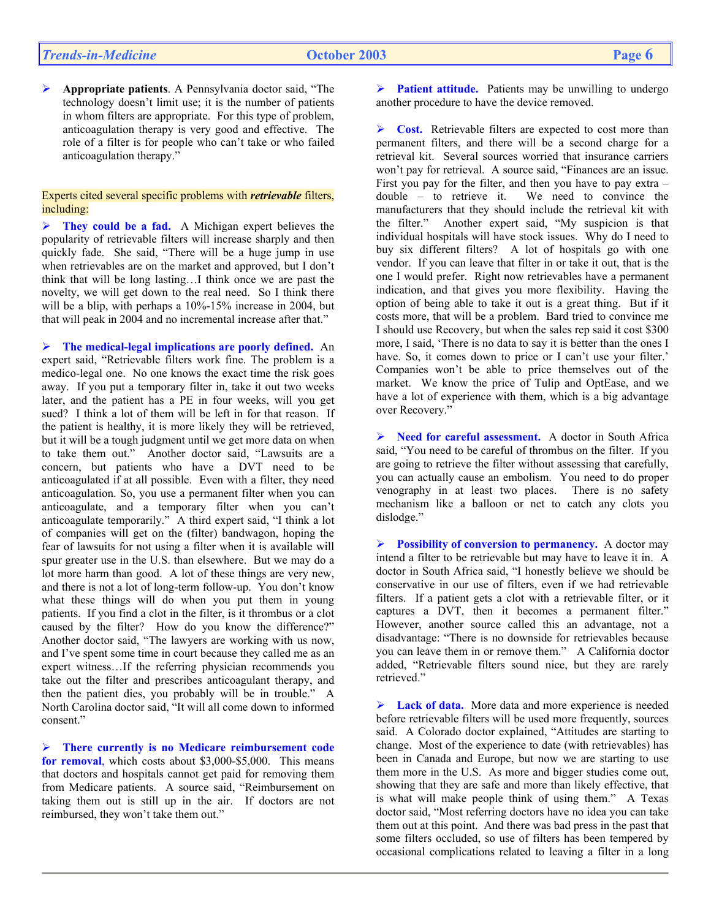- **Appropriate patients**. A Pennsylvania doctor said, "The technology doesn't limit use; it is the number of patients in whom filters are appropriate. For this type of problem, anticoagulation therapy is very good and effective. The role of a filter is for people who can't take or who failed anticoagulation therapy."

Experts cited several specific problems with ***retrievable*** filters, including:

- **They could be a fad.** A Michigan expert believes the popularity of retrievable filters will increase sharply and then quickly fade. She said, "There will be a huge jump in use when retrievables are on the market and approved, but I don't think that will be long lasting…I think once we are past the novelty, we will get down to the real need. So I think there will be a blip, with perhaps a 10%-15% increase in 2004, but that will peak in 2004 and no incremental increase after that."

- **The medical-legal implications are poorly defined.** An expert said, "Retrievable filters work fine. The problem is a medico-legal one. No one knows the exact time the risk goes away. If you put a temporary filter in, take it out two weeks later, and the patient has a PE in four weeks, will you get sued? I think a lot of them will be left in for that reason. If the patient is healthy, it is more likely they will be retrieved, but it will be a tough judgment until we get more data on when to take them out." Another doctor said, "Lawsuits are a concern, but patients who have a DVT need to be anticoagulated if at all possible. Even with a filter, they need anticoagulation. So, you use a permanent filter when you can anticoagulate, and a temporary filter when you can't anticoagulate temporarily." A third expert said, "I think a lot of companies will get on the (filter) bandwagon, hoping the fear of lawsuits for not using a filter when it is available will spur greater use in the U.S. than elsewhere. But we may do a lot more harm than good. A lot of these things are very new, and there is not a lot of long-term follow-up. You don't know what these things will do when you put them in young patients. If you find a clot in the filter, is it thrombus or a clot caused by the filter? How do you know the difference?" Another doctor said, "The lawyers are working with us now, and I've spent some time in court because they called me as an expert witness…If the referring physician recommends you take out the filter and prescribes anticoagulant therapy, and then the patient dies, you probably will be in trouble." A North Carolina doctor said, "It will all come down to informed consent."

- **There currently is no Medicare reimbursement code for removal**, which costs about $3,000-$5,000. This means that doctors and hospitals cannot get paid for removing them from Medicare patients. A source said, "Reimbursement on taking them out is still up in the air. If doctors are not reimbursed, they won't take them out."

- **Patient attitude.** Patients may be unwilling to undergo another procedure to have the device removed.

- **Cost.** Retrievable filters are expected to cost more than permanent filters, and there will be a second charge for a retrieval kit. Several sources worried that insurance carriers won't pay for retrieval. A source said, "Finances are an issue. First you pay for the filter, and then you have to pay extra – double – to retrieve it. We need to convince the manufacturers that they should include the retrieval kit with the filter." Another expert said, "My suspicion is that individual hospitals will have stock issues. Why do I need to buy six different filters? A lot of hospitals go with one vendor. If you can leave that filter in or take it out, that is the one I would prefer. Right now retrievables have a permanent indication, and that gives you more flexibility. Having the option of being able to take it out is a great thing. But if it costs more, that will be a problem. Bard tried to convince me I should use Recovery, but when the sales rep said it cost $300 more, I said, 'There is no data to say it is better than the ones I have. So, it comes down to price or I can't use your filter.' Companies won't be able to price themselves out of the market. We know the price of Tulip and OptEase, and we have a lot of experience with them, which is a big advantage over Recovery."

- **Need for careful assessment.** A doctor in South Africa said, "You need to be careful of thrombus on the filter. If you are going to retrieve the filter without assessing that carefully, you can actually cause an embolism. You need to do proper venography in at least two places. There is no safety mechanism like a balloon or net to catch any clots you dislodge."

- **Possibility of conversion to permanency.** A doctor may intend a filter to be retrievable but may have to leave it in. A doctor in South Africa said, "I honestly believe we should be conservative in our use of filters, even if we had retrievable filters. If a patient gets a clot with a retrievable filter, or it captures a DVT, then it becomes a permanent filter." However, another source called this an advantage, not a disadvantage: "There is no downside for retrievables because you can leave them in or remove them." A California doctor added, "Retrievable filters sound nice, but they are rarely retrieved."

- **Lack of data.** More data and more experience is needed before retrievable filters will be used more frequently, sources said. A Colorado doctor explained, "Attitudes are starting to change. Most of the experience to date (with retrievables) has been in Canada and Europe, but now we are starting to use them more in the U.S. As more and bigger studies come out, showing that they are safe and more than likely effective, that is what will make people think of using them." A Texas doctor said, "Most referring doctors have no idea you can take them out at this point. And there was bad press in the past that some filters occluded, so use of filters has been tempered by occasional complications related to leaving a filter in a long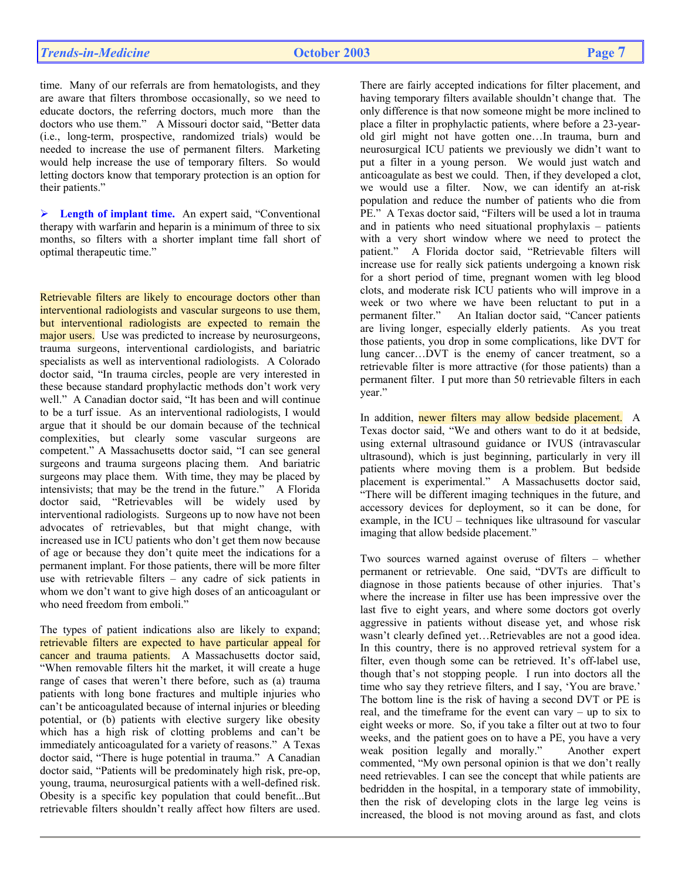time. Many of our referrals are from hematologists, and they are aware that filters thrombose occasionally, so we need to educate doctors, the referring doctors, much more than the doctors who use them." A Missouri doctor said, "Better data (i.e., long-term, prospective, randomized trials) would be needed to increase the use of permanent filters. Marketing would help increase the use of temporary filters. So would letting doctors know that temporary protection is an option for their patients."

- **Length of implant time.** An expert said, "Conventional therapy with warfarin and heparin is a minimum of three to six months, so filters with a shorter implant time fall short of optimal therapeutic time."

Retrievable filters are likely to encourage doctors other than interventional radiologists and vascular surgeons to use them, but interventional radiologists are expected to remain the major users. Use was predicted to increase by neurosurgeons, trauma surgeons, interventional cardiologists, and bariatric specialists as well as interventional radiologists. A Colorado doctor said, "In trauma circles, people are very interested in these because standard prophylactic methods don't work very well." A Canadian doctor said, "It has been and will continue to be a turf issue. As an interventional radiologist, I would argue that it should be our domain because of the technical complexities, but clearly some vascular surgeons are competent." A Massachusetts doctor said, "I can see general surgeons and trauma surgeons placing them. And bariatric surgeons may place them. With time, they may be placed by intensivists; that may be the trend in the future." A Florida doctor said, "Retrievables will be widely used by interventional radiologists. Surgeons up to now have not been advocates of retrievables, but that might change, with increased use in ICU patients who don't get them now because of age or because they don't quite meet the indications for a permanent implant. For those patients, there will be more filter use with retrievable filters – any cadre of sick patients in whom we don't want to give high doses of an anticoagulant or who need freedom from emboli."

The types of patient indications also are likely to expand; retrievable filters are expected to have particular appeal for cancer and trauma patients. A Massachusetts doctor said, "When removable filters hit the market, it will create a huge range of cases that weren't there before, such as (a) trauma patients with long bone fractures and multiple injuries who can't be anticoagulated because of internal injuries or bleeding potential, or (b) patients with elective surgery like obesity which has a high risk of clotting problems and can't be immediately anticoagulated for a variety of reasons." A Texas doctor said, "There is huge potential in trauma." A Canadian doctor said, "Patients will be predominately high risk, pre-op, young, trauma, neurosurgical patients with a well-defined risk. Obesity is a specific key population that could benefit...But retrievable filters shouldn't really affect how filters are used. There are fairly accepted indications for filter placement, and having temporary filters available shouldn't change that. The only difference is that now someone might be more inclined to place a filter in prophylactic patients, where before a 23-year-old girl might not have gotten one…In trauma, burn and neurosurgical ICU patients we previously we didn't want to put a filter in a young person. We would just watch and anticoagulate as best we could. Then, if they developed a clot, we would use a filter. Now, we can identify an at-risk population and reduce the number of patients who die from PE." A Texas doctor said, "Filters will be used a lot in trauma and in patients who need situational prophylaxis – patients with a very short window where we need to protect the patient." A Florida doctor said, "Retrievable filters will increase use for really sick patients undergoing a known risk for a short period of time, pregnant women with leg blood clots, and moderate risk ICU patients who will improve in a week or two where we have been reluctant to put in a permanent filter." An Italian doctor said, "Cancer patients are living longer, especially elderly patients. As you treat those patients, you drop in some complications, like DVT for lung cancer…DVT is the enemy of cancer treatment, so a retrievable filter is more attractive (for those patients) than a permanent filter. I put more than 50 retrievable filters in each year."

In addition, newer filters may allow bedside placement. A Texas doctor said, "We and others want to do it at bedside, using external ultrasound guidance or IVUS (intravascular ultrasound), which is just beginning, particularly in very ill patients where moving them is a problem. But bedside placement is experimental." A Massachusetts doctor said, "There will be different imaging techniques in the future, and accessory devices for deployment, so it can be done, for example, in the ICU – techniques like ultrasound for vascular imaging that allow bedside placement."

Two sources warned against overuse of filters – whether permanent or retrievable. One said, "DVTs are difficult to diagnose in those patients because of other injuries. That's where the increase in filter use has been impressive over the last five to eight years, and where some doctors got overly aggressive in patients without disease yet, and whose risk wasn't clearly defined yet…Retrievables are not a good idea. In this country, there is no approved retrieval system for a filter, even though some can be retrieved. It's off-label use, though that's not stopping people. I run into doctors all the time who say they retrieve filters, and I say, 'You are brave.' The bottom line is the risk of having a second DVT or PE is real, and the timeframe for the event can vary – up to six to eight weeks or more. So, if you take a filter out at two to four weeks, and the patient goes on to have a PE, you have a very weak position legally and morally." Another expert commented, "My own personal opinion is that we don't really need retrievables. I can see the concept that while patients are bedridden in the hospital, in a temporary state of immobility, then the risk of developing clots in the large leg veins is increased, the blood is not moving around as fast, and clots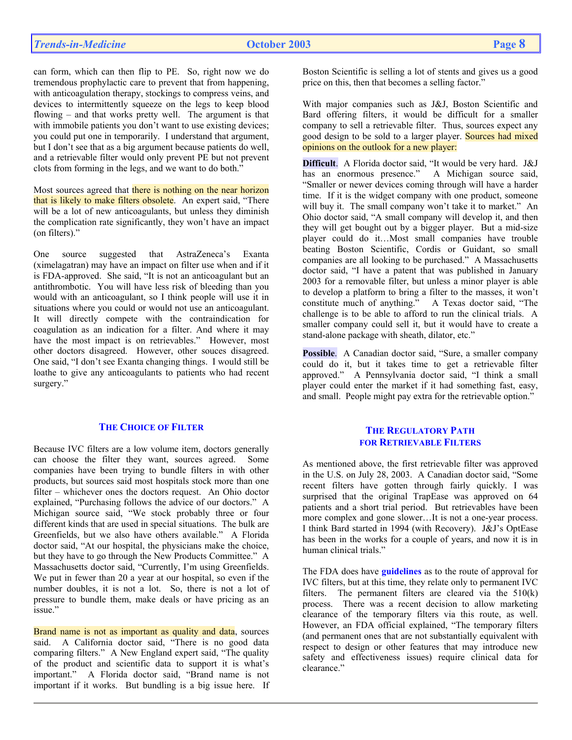can form, which can then flip to PE. So, right now we do tremendous prophylactic care to prevent that from happening, with anticoagulation therapy, stockings to compress veins, and devices to intermittently squeeze on the legs to keep blood flowing – and that works pretty well. The argument is that with immobile patients you don't want to use existing devices; you could put one in temporarily. I understand that argument, but I don't see that as a big argument because patients do well, and a retrievable filter would only prevent PE but not prevent clots from forming in the legs, and we want to do both."

Most sources agreed that there is nothing on the near horizon that is likely to make filters obsolete. An expert said, "There will be a lot of new anticoagulants, but unless they diminish the complication rate significantly, they won't have an impact (on filters)."

One source suggested that AstraZeneca's Exanta (ximelagatran) may have an impact on filter use when and if it is FDA-approved. She said, "It is not an anticoagulant but an antithrombotic. You will have less risk of bleeding than you would with an anticoagulant, so I think people will use it in situations where you could or would not use an anticoagulant. It will directly compete with the contraindication for coagulation as an indication for a filter. And where it may have the most impact is on retrievables." However, most other doctors disagreed. However, other souces disagreed. One said, "I don't see Exanta changing things. I would still be loathe to give any anticoagulants to patients who had recent surgery."

## The Choice of Filter

Because IVC filters are a low volume item, doctors generally can choose the filter they want, sources agreed. Some companies have been trying to bundle filters in with other products, but sources said most hospitals stock more than one filter – whichever ones the doctors request. An Ohio doctor explained, "Purchasing follows the advice of our doctors." A Michigan source said, "We stock probably three or four different kinds that are used in special situations. The bulk are Greenfields, but we also have others available." A Florida doctor said, "At our hospital, the physicians make the choice, but they have to go through the New Products Committee." A Massachusetts doctor said, "Currently, I'm using Greenfields. We put in fewer than 20 a year at our hospital, so even if the number doubles, it is not a lot. So, there is not a lot of pressure to bundle them, make deals or have pricing as an issue."

Brand name is not as important as quality and data, sources said. A California doctor said, "There is no good data comparing filters." A New England expert said, "The quality of the product and scientific data to support it is what's important." A Florida doctor said, "Brand name is not important if it works. But bundling is a big issue here. If Boston Scientific is selling a lot of stents and gives us a good price on this, then that becomes a selling factor."

With major companies such as J&J, Boston Scientific and Bard offering filters, it would be difficult for a smaller company to sell a retrievable filter. Thus, sources expect any good design to be sold to a larger player. Sources had mixed opinions on the outlook for a new player:

**Difficult**. A Florida doctor said, "It would be very hard. J&J has an enormous presence." A Michigan source said, "Smaller or newer devices coming through will have a harder time. If it is the widget company with one product, someone will buy it. The small company won't take it to market." An Ohio doctor said, "A small company will develop it, and then they will get bought out by a bigger player. But a mid-size player could do it…Most small companies have trouble beating Boston Scientific, Cordis or Guidant, so small companies are all looking to be purchased." A Massachusetts doctor said, "I have a patent that was published in January 2003 for a removable filter, but unless a minor player is able to develop a platform to bring a filter to the masses, it won't constitute much of anything." A Texas doctor said, "The challenge is to be able to afford to run the clinical trials. A smaller company could sell it, but it would have to create a stand-alone package with sheath, dilator, etc."

**Possible**. A Canadian doctor said, "Sure, a smaller company could do it, but it takes time to get a retrievable filter approved." A Pennsylvania doctor said, "I think a small player could enter the market if it had something fast, easy, and small. People might pay extra for the retrievable option."

## The Regulatory Path for Retrievable Filters

As mentioned above, the first retrievable filter was approved in the U.S. on July 28, 2003. A Canadian doctor said, "Some recent filters have gotten through fairly quickly. I was surprised that the original TrapEase was approved on 64 patients and a short trial period. But retrievables have been more complex and gone slower…It is not a one-year process. I think Bard started in 1994 (with Recovery). J&J's OptEase has been in the works for a couple of years, and now it is in human clinical trials."

The FDA does have **guidelines** as to the route of approval for IVC filters, but at this time, they relate only to permanent IVC filters. The permanent filters are cleared via the 510(k) process. There was a recent decision to allow marketing clearance of the temporary filters via this route, as well. However, an FDA official explained, "The temporary filters (and permanent ones that are not substantially equivalent with respect to design or other features that may introduce new safety and effectiveness issues) require clinical data for clearance."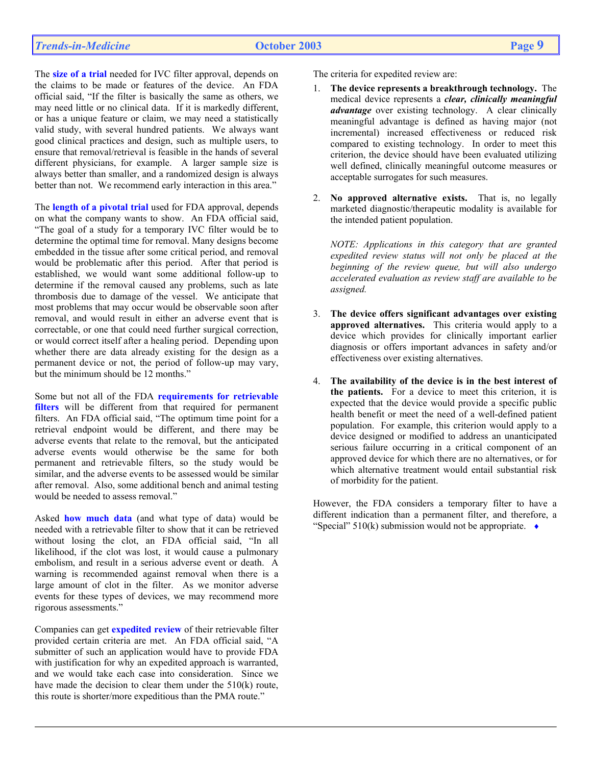The **size of a trial** needed for IVC filter approval, depends on the claims to be made or features of the device. An FDA official said, "If the filter is basically the same as others, we may need little or no clinical data. If it is markedly different, or has a unique feature or claim, we may need a statistically valid study, with several hundred patients. We always want good clinical practices and design, such as multiple users, to ensure that removal/retrieval is feasible in the hands of several different physicians, for example. A larger sample size is always better than smaller, and a randomized design is always better than not. We recommend early interaction in this area."

The **length of a pivotal trial** used for FDA approval, depends on what the company wants to show. An FDA official said, "The goal of a study for a temporary IVC filter would be to determine the optimal time for removal. Many designs become embedded in the tissue after some critical period, and removal would be problematic after this period. After that period is established, we would want some additional follow-up to determine if the removal caused any problems, such as late thrombosis due to damage of the vessel. We anticipate that most problems that may occur would be observable soon after removal, and would result in either an adverse event that is correctable, or one that could need further surgical correction, or would correct itself after a healing period. Depending upon whether there are data already existing for the design as a permanent device or not, the period of follow-up may vary, but the minimum should be 12 months."

Some but not all of the FDA **requirements for retrievable filters** will be different from that required for permanent filters. An FDA official said, "The optimum time point for a retrieval endpoint would be different, and there may be adverse events that relate to the removal, but the anticipated adverse events would otherwise be the same for both permanent and retrievable filters, so the study would be similar, and the adverse events to be assessed would be similar after removal. Also, some additional bench and animal testing would be needed to assess removal."

Asked **how much data** (and what type of data) would be needed with a retrievable filter to show that it can be retrieved without losing the clot, an FDA official said, "In all likelihood, if the clot was lost, it would cause a pulmonary embolism, and result in a serious adverse event or death. A warning is recommended against removal when there is a large amount of clot in the filter. As we monitor adverse events for these types of devices, we may recommend more rigorous assessments."

Companies can get **expedited review** of their retrievable filter provided certain criteria are met. An FDA official said, "A submitter of such an application would have to provide FDA with justification for why an expedited approach is warranted, and we would take each case into consideration. Since we have made the decision to clear them under the 510(k) route, this route is shorter/more expeditious than the PMA route."

The criteria for expedited review are:

1. **The device represents a breakthrough technology.** The medical device represents a ***clear, clinically meaningful advantage*** over existing technology. A clear clinically meaningful advantage is defined as having major (not incremental) increased effectiveness or reduced risk compared to existing technology. In order to meet this criterion, the device should have been evaluated utilizing well defined, clinically meaningful outcome measures or acceptable surrogates for such measures.

2. **No approved alternative exists.** That is, no legally marketed diagnostic/therapeutic modality is available for the intended patient population.

   *NOTE: Applications in this category that are granted expedited review status will not only be placed at the beginning of the review queue, but will also undergo accelerated evaluation as review staff are available to be assigned.*

3. **The device offers significant advantages over existing approved alternatives.** This criteria would apply to a device which provides for clinically important earlier diagnosis or offers important advances in safety and/or effectiveness over existing alternatives.

4. **The availability of the device is in the best interest of the patients.** For a device to meet this criterion, it is expected that the device would provide a specific public health benefit or meet the need of a well-defined patient population. For example, this criterion would apply to a device designed or modified to address an unanticipated serious failure occurring in a critical component of an approved device for which there are no alternatives, or for which alternative treatment would entail substantial risk of morbidity for the patient.

However, the FDA considers a temporary filter to have a different indication than a permanent filter, and therefore, a "Special" 510(k) submission would not be appropriate. ♦